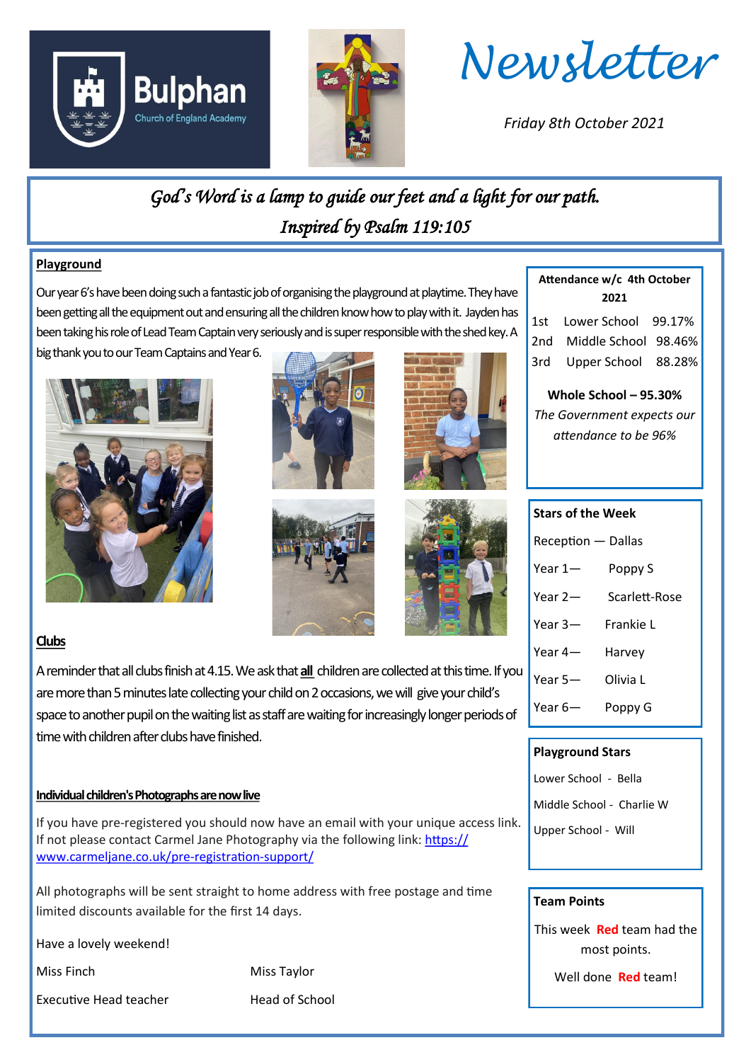Bulphan Church of England Academy

# Newsletter

*Friday 8th October 2021*

*God's Word is a lamp to guide our feet and a light for our path.*
*Inspired by Psalm 119:105*

## Playground

Our year 6's have been doing such a fantastic job of organising the playground at playtime. They have been getting all the equipment out and ensuring all the children know how to play with it. Jayden has been taking his role of Lead Team Captain very seriously and is super responsible with the shed key. A big thank you to our Team Captains and Year 6.

## Clubs

A reminder that all clubs finish at 4.15. We ask that **all** children are collected at this time. If you are more than 5 minutes late collecting your child on 2 occasions, we will give your child's space to another pupil on the waiting list as staff are waiting for increasingly longer periods of time with children after clubs have finished.

## Individual children's Photographs are now live

If you have pre-registered you should now have an email with your unique access link. If not please contact Carmel Jane Photography via the following link: https://www.carmeljane.co.uk/pre-registration-support/

All photographs will be sent straight to home address with free postage and time limited discounts available for the first 14 days.

Have a lovely weekend!

Miss Finch
Executive Head teacher

Miss Taylor
Head of School

---

### Attendance w/c 4th October 2021

| | | |
|---|---|---|
| 1st | Lower School | 99.17% |
| 2nd | Middle School | 98.46% |
| 3rd | Upper School | 88.28% |

**Whole School – 95.30%**

*The Government expects our attendance to be 96%*

### Stars of the Week

- Reception — Dallas
- Year 1— Poppy S
- Year 2— Scarlett-Rose
- Year 3— Frankie L
- Year 4— Harvey
- Year 5— Olivia L
- Year 6— Poppy G

### Playground Stars

- Lower School - Bella
- Middle School - Charlie W
- Upper School - Will

### Team Points

This week **Red** team had the most points.

Well done **Red** team!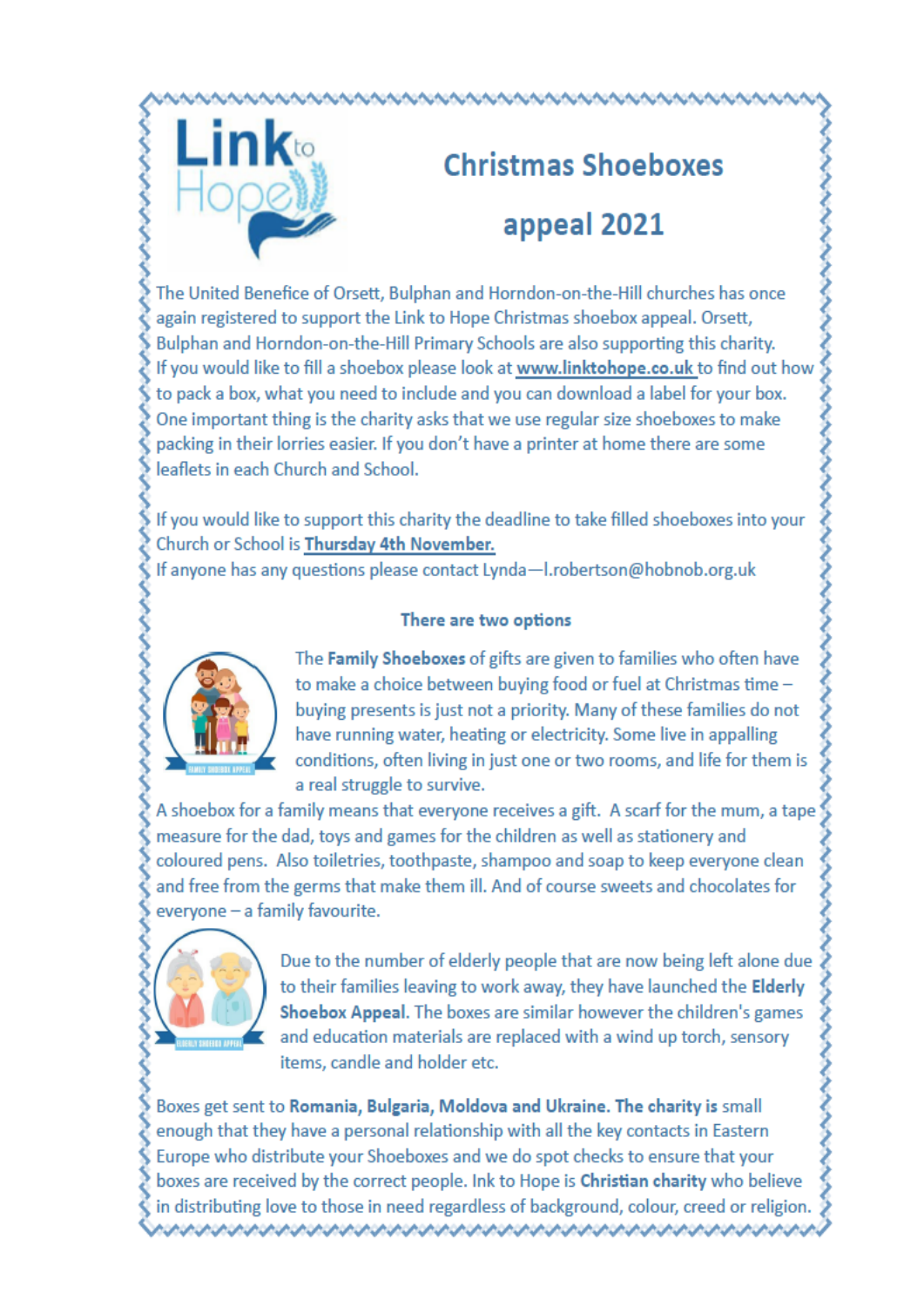Link to Hope

# Christmas Shoeboxes appeal 2021

The United Benefice of Orsett, Bulphan and Horndon-on-the-Hill churches has once again registered to support the Link to Hope Christmas shoebox appeal. Orsett, Bulphan and Horndon-on-the-Hill Primary Schools are also supporting this charity. If you would like to fill a shoebox please look at www.linktohope.co.uk to find out how to pack a box, what you need to include and you can download a label for your box. One important thing is the charity asks that we use regular size shoeboxes to make packing in their lorries easier. If you don't have a printer at home there are some leaflets in each Church and School.

If you would like to support this charity the deadline to take filled shoeboxes into your Church or School is **Thursday 4th November.**
If anyone has any questions please contact Lynda—l.robertson@hobnob.org.uk

**There are two options**

The **Family Shoeboxes** of gifts are given to families who often have to make a choice between buying food or fuel at Christmas time – buying presents is just not a priority. Many of these families do not have running water, heating or electricity. Some live in appalling conditions, often living in just one or two rooms, and life for them is a real struggle to survive.
A shoebox for a family means that everyone receives a gift. A scarf for the mum, a tape measure for the dad, toys and games for the children as well as stationery and coloured pens. Also toiletries, toothpaste, shampoo and soap to keep everyone clean and free from the germs that make them ill. And of course sweets and chocolates for everyone – a family favourite.

Due to the number of elderly people that are now being left alone due to their families leaving to work away, they have launched the **Elderly Shoebox Appeal**. The boxes are similar however the children's games and education materials are replaced with a wind up torch, sensory items, candle and holder etc.

Boxes get sent to **Romania, Bulgaria, Moldova and Ukraine. The charity is** small enough that they have a personal relationship with all the key contacts in Eastern Europe who distribute your Shoeboxes and we do spot checks to ensure that your boxes are received by the correct people. Ink to Hope is **Christian charity** who believe in distributing love to those in need regardless of background, colour, creed or religion.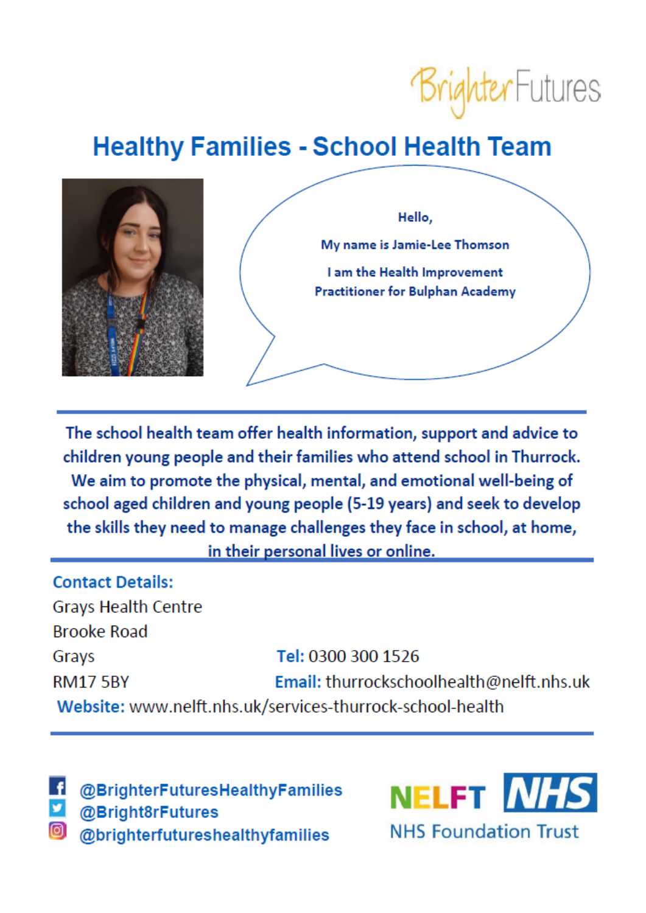Brighter Futures

# Healthy Families - School Health Team

Hello,

My name is Jamie-Lee Thomson

I am the Health Improvement Practitioner for Bulphan Academy

**The school health team offer health information, support and advice to children young people and their families who attend school in Thurrock. We aim to promote the physical, mental, and emotional well-being of school aged children and young people (5-19 years) and seek to develop the skills they need to manage challenges they face in school, at home, in their personal lives or online.**

**Contact Details:**

Grays Health Centre
Brooke Road
Grays
RM17 5BY

**Tel:** 0300 300 1526

**Email:** thurrockschoolhealth@nelft.nhs.uk

**Website:** www.nelft.nhs.uk/services-thurrock-school-health

@BrighterFuturesHealthyFamilies
@Bright8rFutures
@brighterfutureshealthyfamilies

NELFT NHS
NHS Foundation Trust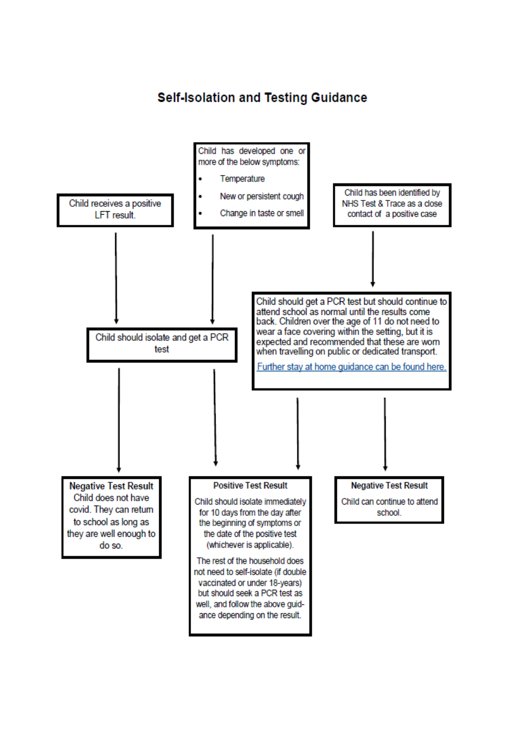# Self-Isolation and Testing Guidance

Child receives a positive LFT result.

Child has developed one or more of the below symptoms:

- Temperature
- New or persistent cough
- Change in taste or smell

Child has been identified by NHS Test & Trace as a close contact of a positive case

Child should isolate and get a PCR test

Child should get a PCR test but should continue to attend school as normal until the results come back. Children over the age of 11 do not need to wear a face covering within the setting, but it is expected and recommended that these are worn when travelling on public or dedicated transport.

[Further stay at home guidance can be found here.]

**Negative Test Result**
Child does not have covid. They can return to school as long as they are well enough to do so.

**Positive Test Result**
Child should isolate immediately for 10 days from the day after the beginning of symptoms or the date of the positive test (whichever is applicable).

The rest of the household does not need to self-isolate (if double vaccinated or under 18-years) but should seek a PCR test as well, and follow the above guidance depending on the result.

**Negative Test Result**
Child can continue to attend school.